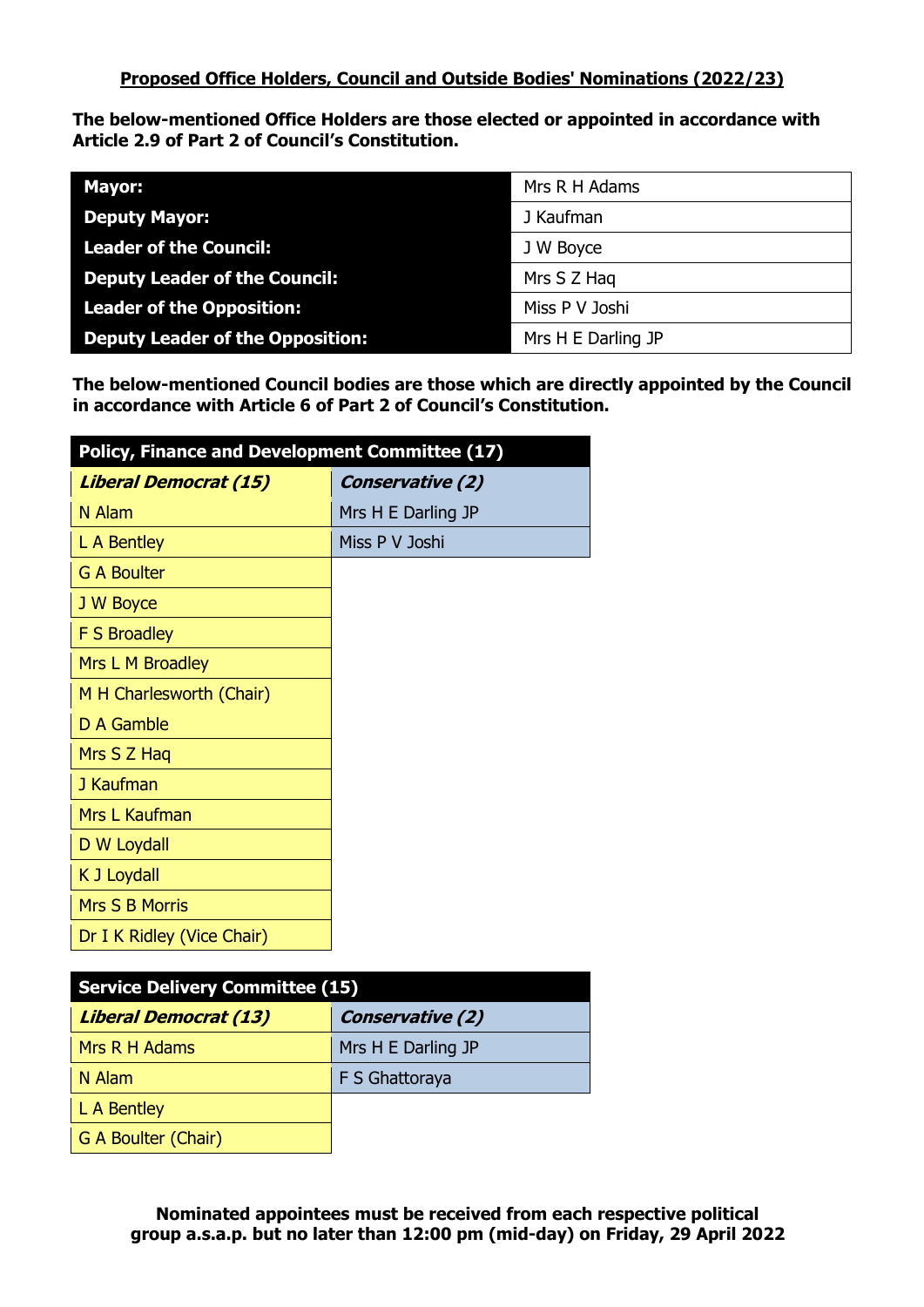**Proposed Office Holders, Council and Outside Bodies' Nominations (2022/23)**

**The below-mentioned Office Holders are those elected or appointed in accordance with Article 2.9 of Part 2 of Council's Constitution.**

| | |
|---|---|
| **Mayor:** | Mrs R H Adams |
| **Deputy Mayor:** | J Kaufman |
| **Leader of the Council:** | J W Boyce |
| **Deputy Leader of the Council:** | Mrs S Z Haq |
| **Leader of the Opposition:** | Miss P V Joshi |
| **Deputy Leader of the Opposition:** | Mrs H E Darling JP |

**The below-mentioned Council bodies are those which are directly appointed by the Council in accordance with Article 6 of Part 2 of Council's Constitution.**

| **Policy, Finance and Development Committee (17)** | |
|---|---|
| ***Liberal Democrat (15)*** | ***Conservative (2)*** |
| N Alam | Mrs H E Darling JP |
| L A Bentley | Miss P V Joshi |
| G A Boulter | |
| J W Boyce | |
| F S Broadley | |
| Mrs L M Broadley | |
| M H Charlesworth (Chair) | |
| D A Gamble | |
| Mrs S Z Haq | |
| J Kaufman | |
| Mrs L Kaufman | |
| D W Loydall | |
| K J Loydall | |
| Mrs S B Morris | |
| Dr I K Ridley (Vice Chair) | |

| **Service Delivery Committee (15)** | |
|---|---|
| ***Liberal Democrat (13)*** | ***Conservative (2)*** |
| Mrs R H Adams | Mrs H E Darling JP |
| N Alam | F S Ghattoraya |
| L A Bentley | |
| G A Boulter (Chair) | |

**Nominated appointees must be received from each respective political group a.s.a.p. but no later than 12:00 pm (mid-day) on Friday, 29 April 2022**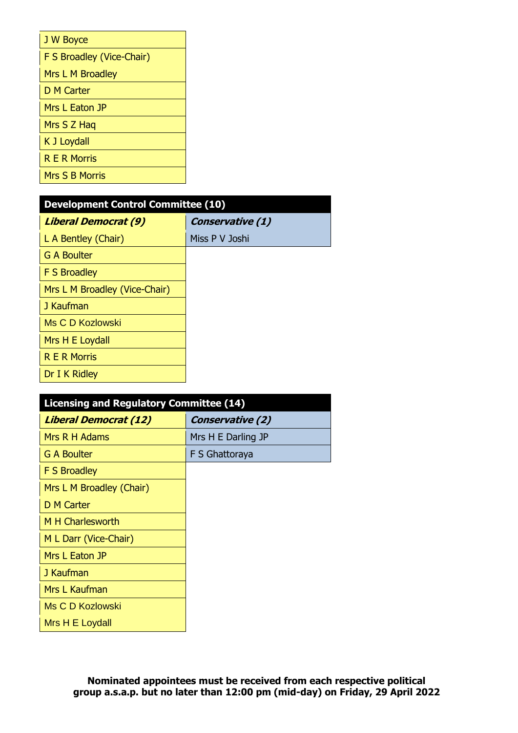| J W Boyce |
| --- |
| F S Broadley (Vice-Chair) |
| Mrs L M Broadley |
| D M Carter |
| Mrs L Eaton JP |
| Mrs S Z Haq |
| K J Loydall |
| R E R Morris |
| Mrs S B Morris |

| **Development Control Committee (10)** | |
| --- | --- |
| ***Liberal Democrat (9)*** | ***Conservative (1)*** |
| L A Bentley (Chair) | Miss P V Joshi |
| G A Boulter | |
| F S Broadley | |
| Mrs L M Broadley (Vice-Chair) | |
| J Kaufman | |
| Ms C D Kozlowski | |
| Mrs H E Loydall | |
| R E R Morris | |
| Dr I K Ridley | |

| **Licensing and Regulatory Committee (14)** | |
| --- | --- |
| ***Liberal Democrat (12)*** | ***Conservative (2)*** |
| Mrs R H Adams | Mrs H E Darling JP |
| G A Boulter | F S Ghattoraya |
| F S Broadley | |
| Mrs L M Broadley (Chair) | |
| D M Carter | |
| M H Charlesworth | |
| M L Darr (Vice-Chair) | |
| Mrs L Eaton JP | |
| J Kaufman | |
| Mrs L Kaufman | |
| Ms C D Kozlowski | |
| Mrs H E Loydall | |

**Nominated appointees must be received from each respective political group a.s.a.p. but no later than 12:00 pm (mid-day) on Friday, 29 April 2022**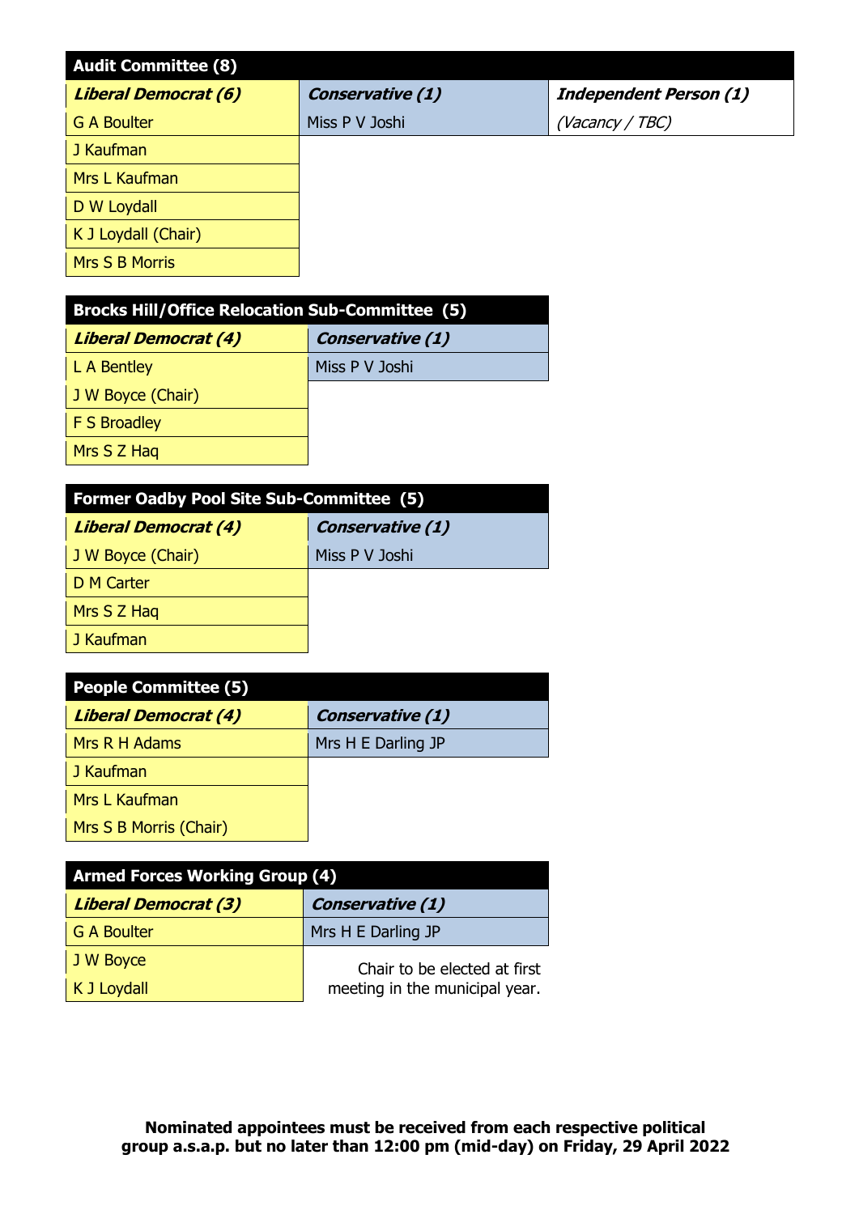| Audit Committee (8) | | |
|---|---|---|
| ***Liberal Democrat (6)*** | ***Conservative (1)*** | ***Independent Person (1)*** |
| G A Boulter | Miss P V Joshi | *(Vacancy / TBC)* |
| J Kaufman | | |
| Mrs L Kaufman | | |
| D W Loydall | | |
| K J Loydall (Chair) | | |
| Mrs S B Morris | | |

| Brocks Hill/Office Relocation Sub-Committee (5) | |
|---|---|
| ***Liberal Democrat (4)*** | ***Conservative (1)*** |
| L A Bentley | Miss P V Joshi |
| J W Boyce (Chair) | |
| F S Broadley | |
| Mrs S Z Haq | |

| Former Oadby Pool Site Sub-Committee (5) | |
|---|---|
| ***Liberal Democrat (4)*** | ***Conservative (1)*** |
| J W Boyce (Chair) | Miss P V Joshi |
| D M Carter | |
| Mrs S Z Haq | |
| J Kaufman | |

| People Committee (5) | |
|---|---|
| ***Liberal Democrat (4)*** | ***Conservative (1)*** |
| Mrs R H Adams | Mrs H E Darling JP |
| J Kaufman | |
| Mrs L Kaufman | |
| Mrs S B Morris (Chair) | |

| Armed Forces Working Group (4) | |
|---|---|
| ***Liberal Democrat (3)*** | ***Conservative (1)*** |
| G A Boulter | Mrs H E Darling JP |
| J W Boyce | Chair to be elected at first meeting in the municipal year. |
| K J Loydall | |

**Nominated appointees must be received from each respective political group a.s.a.p. but no later than 12:00 pm (mid-day) on Friday, 29 April 2022**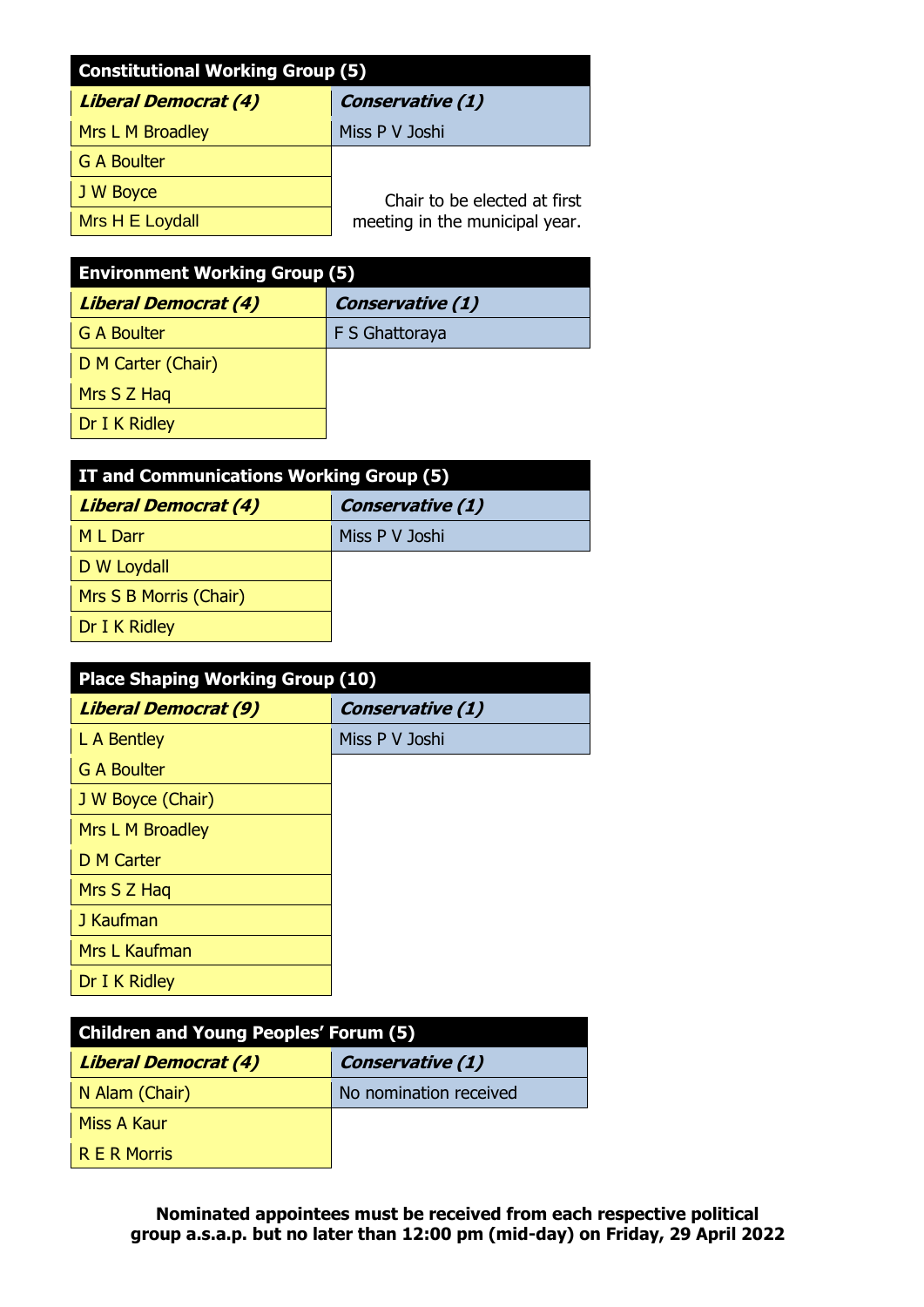| Constitutional Working Group (5) | |
|---|---|
| ***Liberal Democrat (4)*** | ***Conservative (1)*** |
| Mrs L M Broadley | Miss P V Joshi |
| G A Boulter | |
| J W Boyce | Chair to be elected at first meeting in the municipal year. |
| Mrs H E Loydall | |

| Environment Working Group (5) | |
|---|---|
| ***Liberal Democrat (4)*** | ***Conservative (1)*** |
| G A Boulter | F S Ghattoraya |
| D M Carter (Chair) | |
| Mrs S Z Haq | |
| Dr I K Ridley | |

| IT and Communications Working Group (5) | |
|---|---|
| ***Liberal Democrat (4)*** | ***Conservative (1)*** |
| M L Darr | Miss P V Joshi |
| D W Loydall | |
| Mrs S B Morris (Chair) | |
| Dr I K Ridley | |

| Place Shaping Working Group (10) | |
|---|---|
| ***Liberal Democrat (9)*** | ***Conservative (1)*** |
| L A Bentley | Miss P V Joshi |
| G A Boulter | |
| J W Boyce (Chair) | |
| Mrs L M Broadley | |
| D M Carter | |
| Mrs S Z Haq | |
| J Kaufman | |
| Mrs L Kaufman | |
| Dr I K Ridley | |

| Children and Young Peoples' Forum (5) | |
|---|---|
| ***Liberal Democrat (4)*** | ***Conservative (1)*** |
| N Alam (Chair) | No nomination received |
| Miss A Kaur | |
| R E R Morris | |

**Nominated appointees must be received from each respective political group a.s.a.p. but no later than 12:00 pm (mid-day) on Friday, 29 April 2022**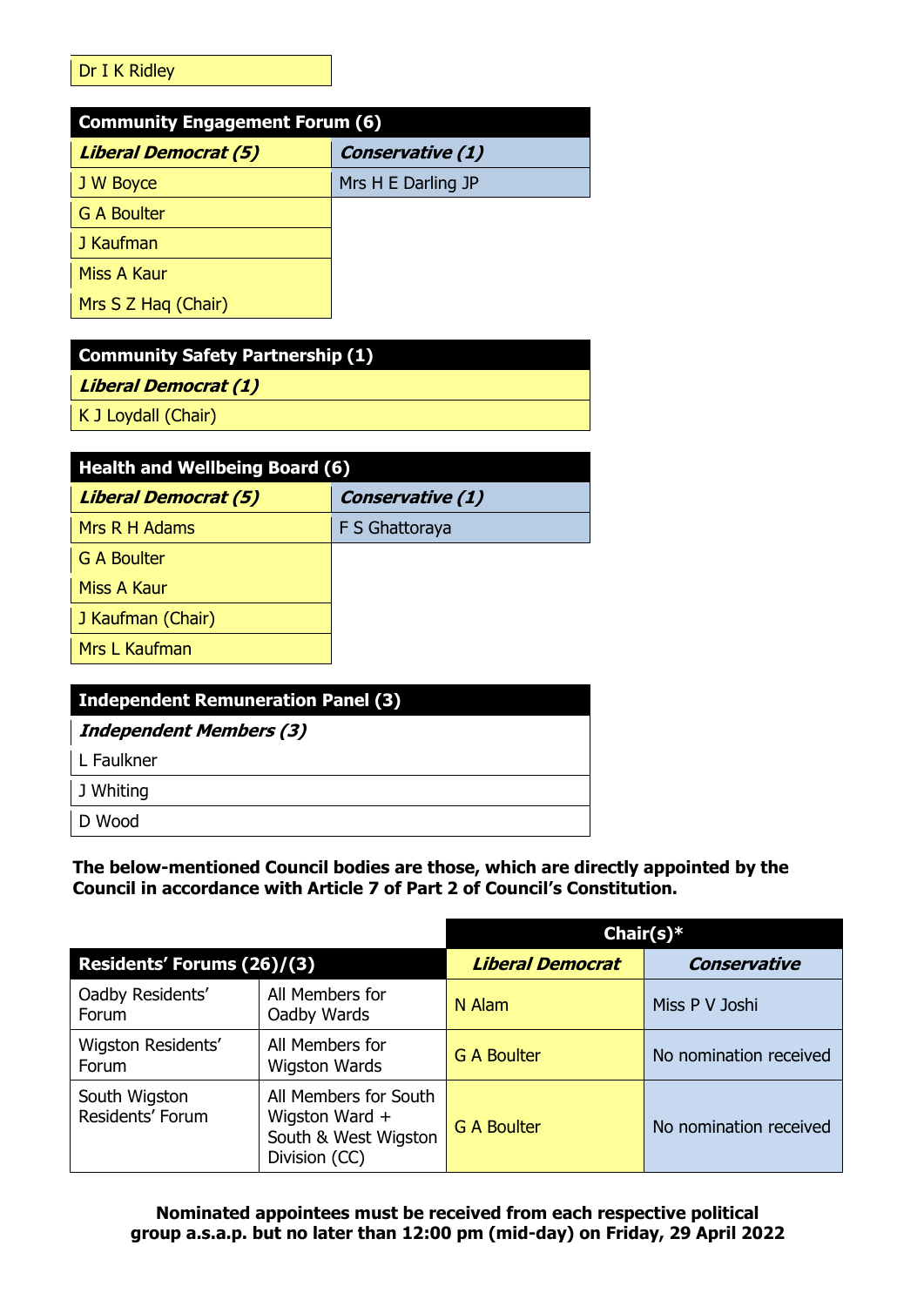| Dr I K Ridley |
|---|

| Community Engagement Forum (6) | |
|---|---|
| ***Liberal Democrat (5)*** | ***Conservative (1)*** |
| J W Boyce | Mrs H E Darling JP |
| G A Boulter | |
| J Kaufman | |
| Miss A Kaur | |
| Mrs S Z Haq (Chair) | |

| Community Safety Partnership (1) |
|---|
| ***Liberal Democrat (1)*** |
| K J Loydall (Chair) |

| Health and Wellbeing Board (6) | |
|---|---|
| ***Liberal Democrat (5)*** | ***Conservative (1)*** |
| Mrs R H Adams | F S Ghattoraya |
| G A Boulter | |
| Miss A Kaur | |
| J Kaufman (Chair) | |
| Mrs L Kaufman | |

| Independent Remuneration Panel (3) |
|---|
| ***Independent Members (3)*** |
| L Faulkner |
| J Whiting |
| D Wood |

**The below-mentioned Council bodies are those, which are directly appointed by the Council in accordance with Article 7 of Part 2 of Council's Constitution.**

| | | Chair(s)* | |
|---|---|---|---|
| **Residents' Forums (26)/(3)** | | ***Liberal Democrat*** | ***Conservative*** |
| Oadby Residents' Forum | All Members for Oadby Wards | N Alam | Miss P V Joshi |
| Wigston Residents' Forum | All Members for Wigston Wards | G A Boulter | No nomination received |
| South Wigston Residents' Forum | All Members for South Wigston Ward + South & West Wigston Division (CC) | G A Boulter | No nomination received |

**Nominated appointees must be received from each respective political group a.s.a.p. but no later than 12:00 pm (mid-day) on Friday, 29 April 2022**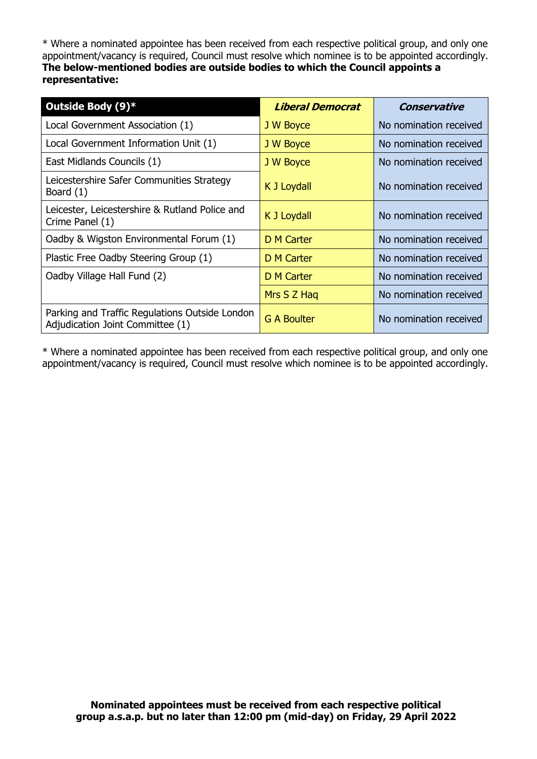* Where a nominated appointee has been received from each respective political group, and only one appointment/vacancy is required, Council must resolve which nominee is to be appointed accordingly.
**The below-mentioned bodies are outside bodies to which the Council appoints a representative:**

| **Outside Body (9)*** | ***Liberal Democrat*** | ***Conservative*** |
|---|---|---|
| Local Government Association (1) | J W Boyce | No nomination received |
| Local Government Information Unit (1) | J W Boyce | No nomination received |
| East Midlands Councils (1) | J W Boyce | No nomination received |
| Leicestershire Safer Communities Strategy Board (1) | K J Loydall | No nomination received |
| Leicester, Leicestershire & Rutland Police and Crime Panel (1) | K J Loydall | No nomination received |
| Oadby & Wigston Environmental Forum (1) | D M Carter | No nomination received |
| Plastic Free Oadby Steering Group (1) | D M Carter | No nomination received |
| Oadby Village Hall Fund (2) | D M Carter | No nomination received |
| | Mrs S Z Haq | No nomination received |
| Parking and Traffic Regulations Outside London Adjudication Joint Committee (1) | G A Boulter | No nomination received |

* Where a nominated appointee has been received from each respective political group, and only one appointment/vacancy is required, Council must resolve which nominee is to be appointed accordingly.

**Nominated appointees must be received from each respective political group a.s.a.p. but no later than 12:00 pm (mid-day) on Friday, 29 April 2022**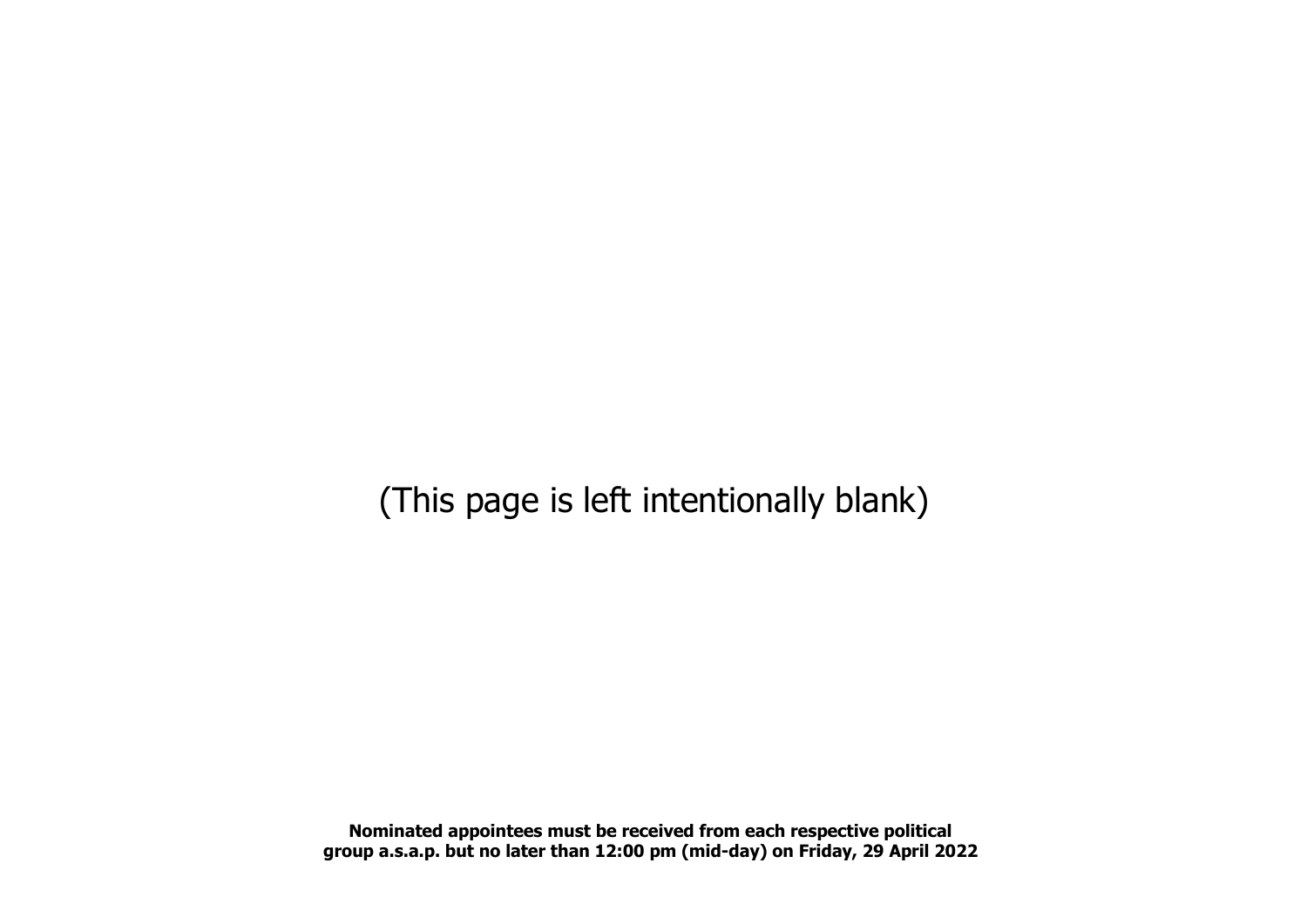(This page is left intentionally blank)

**Nominated appointees must be received from each respective political group a.s.a.p. but no later than 12:00 pm (mid-day) on Friday, 29 April 2022**